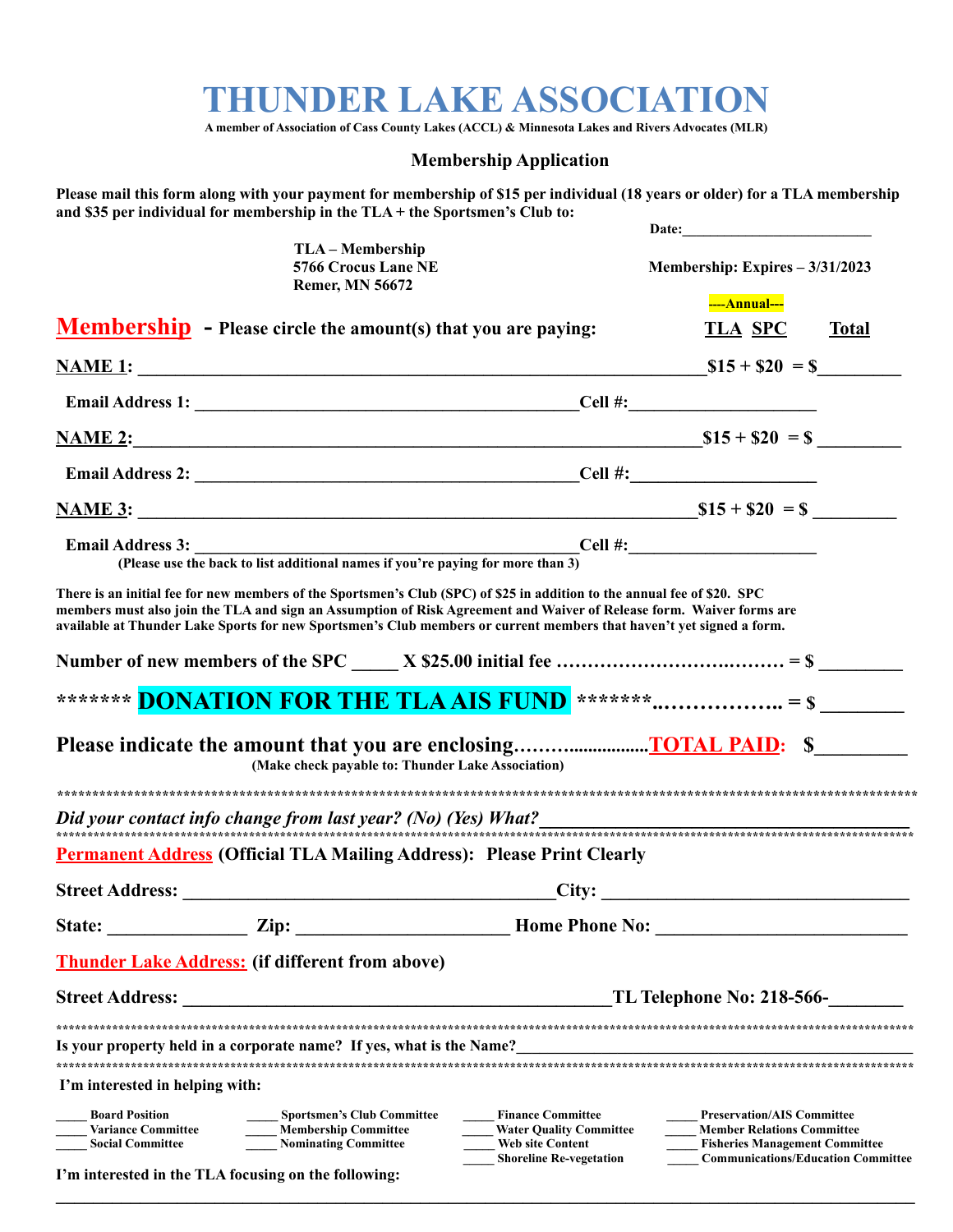# THUNDER LAKE ASSOCIATION

**A member of Association of Cass County Lakes (ACCL) & Minnesota Lakes and Rivers Advocates (MLR)**

## Membership Application

**Please mail this form along with your payment for membership of $15 per individual (18 years or older) for a TLA membership and $35 per individual for membership in the TLA + the Sportsmen's Club to:**

**Date:**_________________________

**TLA – Membership**
**5766 Crocus Lane NE**
**Remer, MN 56672**

**Membership: Expires – 3/31/2023**

**----Annual---**

**Membership - Please circle the amount(s) that you are paying:** **TLA SPC** **Total**

**NAME 1:** ______________________________________________________________ **$15 + $20 = $**_________

**Email Address 1:** ___________________________________________ **Cell #:**_____________________

**NAME 2:** ______________________________________________________________ **$15 + $20 = $**_________

**Email Address 2:** ___________________________________________ **Cell #:**_____________________

**NAME 3:** ______________________________________________________________ **$15 + $20 = $**_________

**Email Address 3:** ___________________________________________ **Cell #:**_____________________

**(Please use the back to list additional names if you're paying for more than 3)**

**There is an initial fee for new members of the Sportsmen's Club (SPC) of $25 in addition to the annual fee of $20. SPC members must also join the TLA and sign an Assumption of Risk Agreement and Waiver of Release form. Waiver forms are available at Thunder Lake Sports for new Sportsmen's Club members or current members that haven't yet signed a form.**

**Number of new members of the SPC _____ X $25.00 initial fee ………………………..……… = $** _________

**\*\*\*\*\*\*\* DONATION FOR THE TLA AIS FUND \*\*\*\*\*\*\*..…………….. = $** _________

**Please indicate the amount that you are enclosing……….................TOTAL PAID: $**_________

**(Make check payable to: Thunder Lake Association)**

\*\*\*\*\*\*\*\*\*\*\*\*\*\*\*\*\*\*\*\*\*\*\*\*\*\*\*\*\*\*\*\*\*\*\*\*\*\*\*\*\*\*\*\*\*\*\*\*\*\*\*\*\*\*\*\*\*\*\*\*\*\*\*\*\*\*\*\*\*\*\*\*\*\*\*\*

***Did your contact info change from last year? (No) (Yes) What?***______________________________________

\*\*\*\*\*\*\*\*\*\*\*\*\*\*\*\*\*\*\*\*\*\*\*\*\*\*\*\*\*\*\*\*\*\*\*\*\*\*\*\*\*\*\*\*\*\*\*\*\*\*\*\*\*\*\*\*\*\*\*\*\*\*\*\*\*\*\*\*\*\*\*\*\*\*\*\*

**Permanent Address (Official TLA Mailing Address): Please Print Clearly**

**Street Address:** ________________________________________**City:** _________________________________

**State:** _______________ **Zip:** ______________________ **Home Phone No:** ___________________________

**Thunder Lake Address: (if different from above)**

**Street Address:** _______________________________________________**TL Telephone No: 218-566-**________

\*\*\*\*\*\*\*\*\*\*\*\*\*\*\*\*\*\*\*\*\*\*\*\*\*\*\*\*\*\*\*\*\*\*\*\*\*\*\*\*\*\*\*\*\*\*\*\*\*\*\*\*\*\*\*\*\*\*\*\*\*\*\*\*\*\*\*\*\*\*\*\*\*\*\*\*

**Is your property held in a corporate name? If yes, what is the Name?**_______________________________________________

\*\*\*\*\*\*\*\*\*\*\*\*\*\*\*\*\*\*\*\*\*\*\*\*\*\*\*\*\*\*\*\*\*\*\*\*\*\*\*\*\*\*\*\*\*\*\*\*\*\*\*\*\*\*\*\*\*\*\*\*\*\*\*\*\*\*\*\*\*\*\*\*\*\*\*\*

**I'm interested in helping with:**

- _____ **Board Position**
- _____ **Variance Committee**
- _____ **Social Committee**
- _____ **Sportsmen's Club Committee**
- _____ **Membership Committee**
- _____ **Nominating Committee**
- _____ **Finance Committee**
- _____ **Water Quality Committee**
- _____ **Web site Content**
- _____ **Shoreline Re-vegetation**
- _____ **Preservation/AIS Committee**
- _____ **Member Relations Committee**
- _____ **Fisheries Management Committee**
- _____ **Communications/Education Committee**

**I'm interested in the TLA focusing on the following:**

_____________________________________________________________________________________________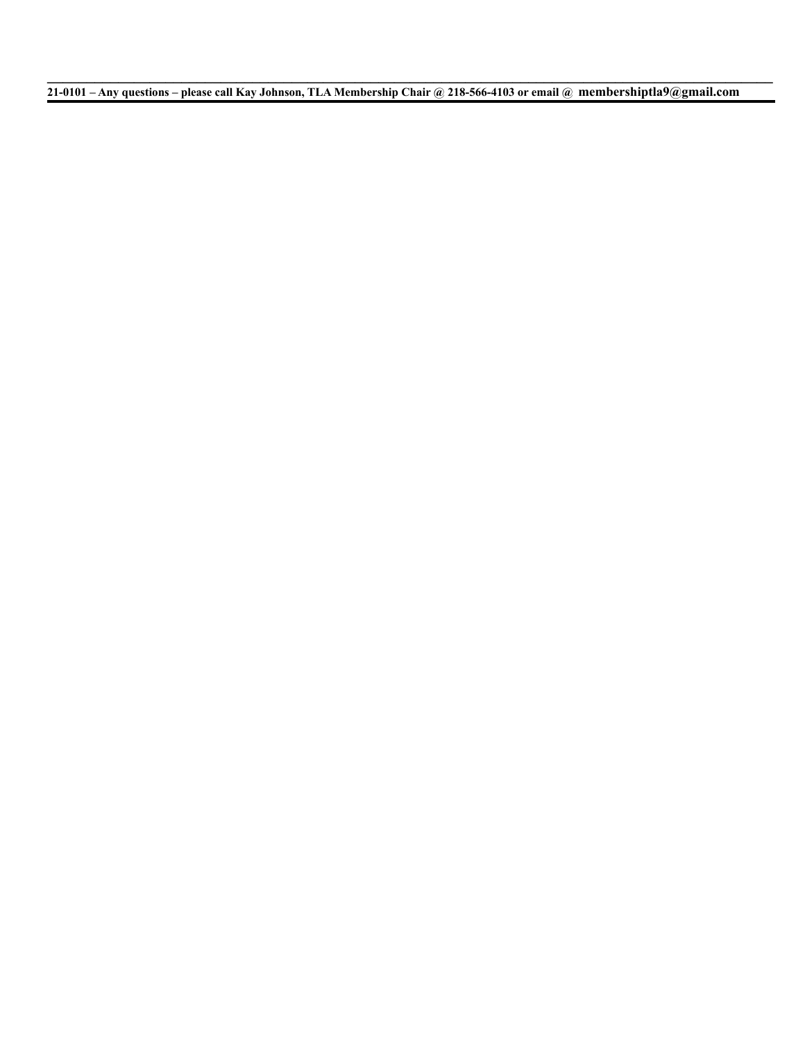**21-0101 – Any questions – please call Kay Johnson, TLA Membership Chair @ 218-566-4103 or email @ membershiptla9@gmail.com**